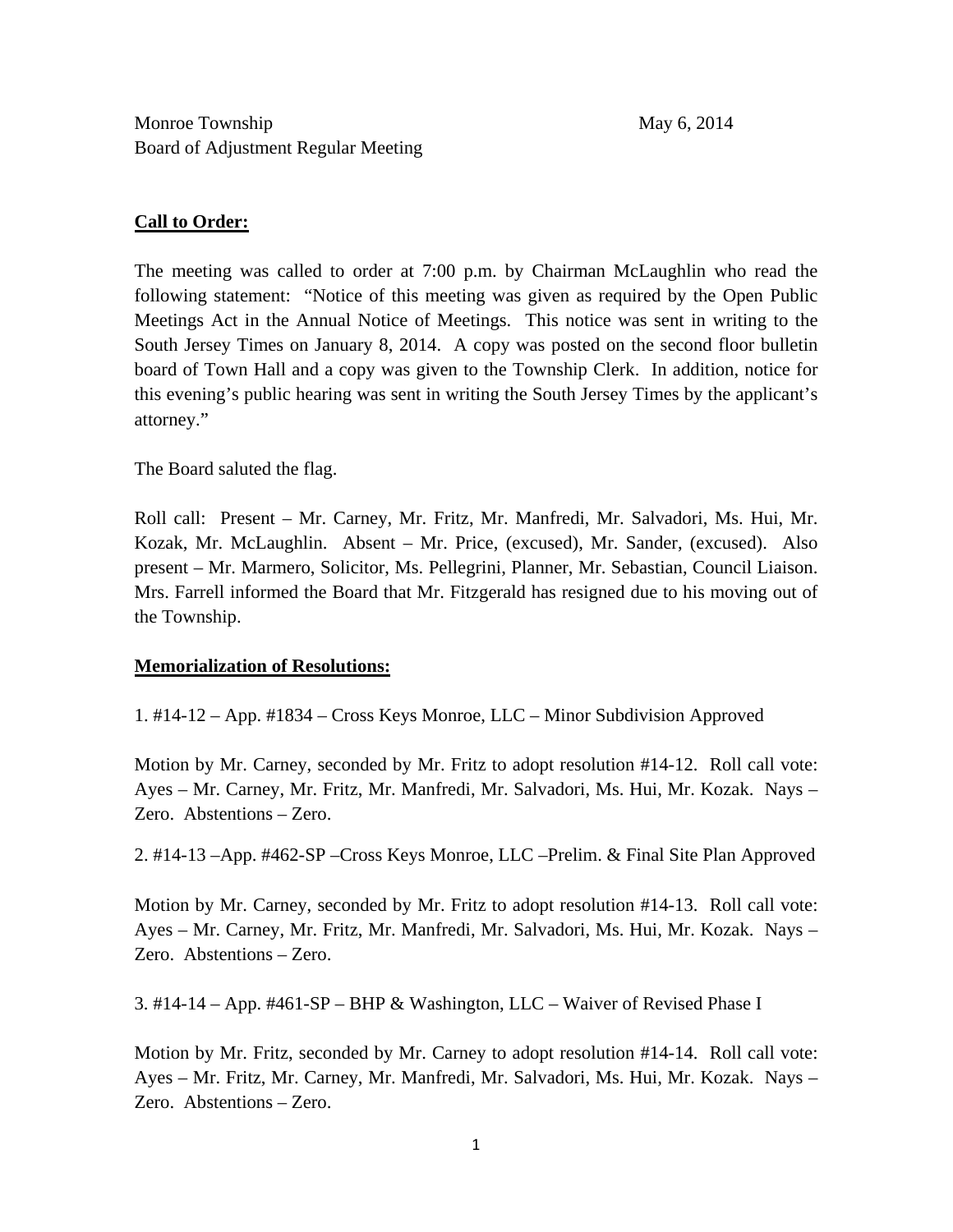Monroe Township
Board of Adjustment Regular Meeting

May 6, 2014

**<u>Call to Order:</u>**

The meeting was called to order at 7:00 p.m. by Chairman McLaughlin who read the following statement: "Notice of this meeting was given as required by the Open Public Meetings Act in the Annual Notice of Meetings. This notice was sent in writing to the South Jersey Times on January 8, 2014. A copy was posted on the second floor bulletin board of Town Hall and a copy was given to the Township Clerk. In addition, notice for this evening's public hearing was sent in writing the South Jersey Times by the applicant's attorney."

The Board saluted the flag.

Roll call: Present – Mr. Carney, Mr. Fritz, Mr. Manfredi, Mr. Salvadori, Ms. Hui, Mr. Kozak, Mr. McLaughlin. Absent – Mr. Price, (excused), Mr. Sander, (excused). Also present – Mr. Marmero, Solicitor, Ms. Pellegrini, Planner, Mr. Sebastian, Council Liaison. Mrs. Farrell informed the Board that Mr. Fitzgerald has resigned due to his moving out of the Township.

**<u>Memorialization of Resolutions:</u>**

1. #14-12 – App. #1834 – Cross Keys Monroe, LLC – Minor Subdivision Approved

Motion by Mr. Carney, seconded by Mr. Fritz to adopt resolution #14-12. Roll call vote: Ayes – Mr. Carney, Mr. Fritz, Mr. Manfredi, Mr. Salvadori, Ms. Hui, Mr. Kozak. Nays – Zero. Abstentions – Zero.

2. #14-13 –App. #462-SP –Cross Keys Monroe, LLC –Prelim. & Final Site Plan Approved

Motion by Mr. Carney, seconded by Mr. Fritz to adopt resolution #14-13. Roll call vote: Ayes – Mr. Carney, Mr. Fritz, Mr. Manfredi, Mr. Salvadori, Ms. Hui, Mr. Kozak. Nays – Zero. Abstentions – Zero.

3. #14-14 – App. #461-SP – BHP & Washington, LLC – Waiver of Revised Phase I

Motion by Mr. Fritz, seconded by Mr. Carney to adopt resolution #14-14. Roll call vote: Ayes – Mr. Fritz, Mr. Carney, Mr. Manfredi, Mr. Salvadori, Ms. Hui, Mr. Kozak. Nays – Zero. Abstentions – Zero.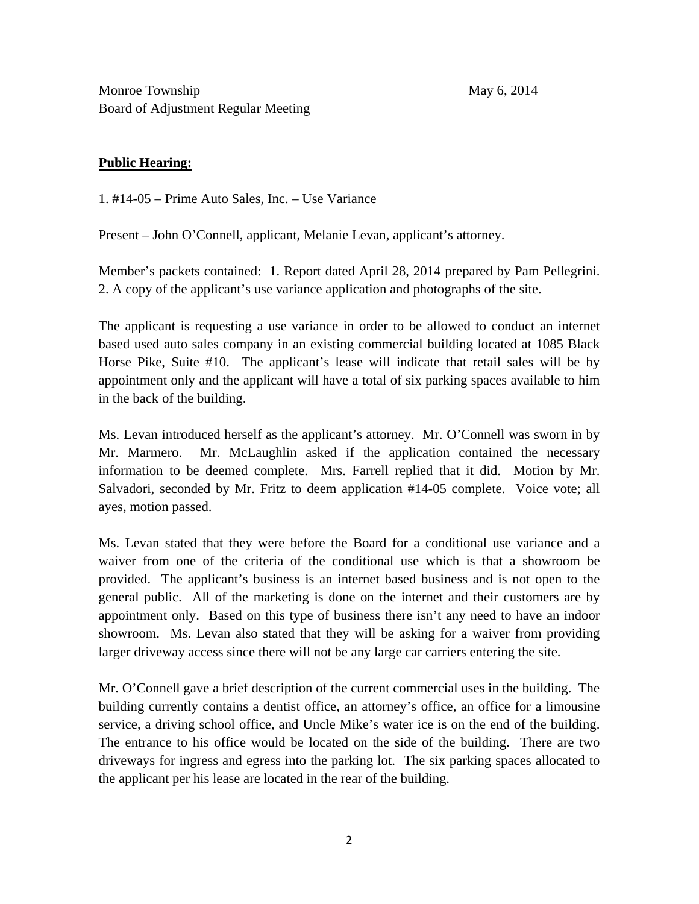Monroe Township May 6, 2014
Board of Adjustment Regular Meeting

**Public Hearing:**

1. #14-05 – Prime Auto Sales, Inc. – Use Variance

Present – John O'Connell, applicant, Melanie Levan, applicant's attorney.

Member's packets contained: 1. Report dated April 28, 2014 prepared by Pam Pellegrini. 2. A copy of the applicant's use variance application and photographs of the site.

The applicant is requesting a use variance in order to be allowed to conduct an internet based used auto sales company in an existing commercial building located at 1085 Black Horse Pike, Suite #10. The applicant's lease will indicate that retail sales will be by appointment only and the applicant will have a total of six parking spaces available to him in the back of the building.

Ms. Levan introduced herself as the applicant's attorney. Mr. O'Connell was sworn in by Mr. Marmero. Mr. McLaughlin asked if the application contained the necessary information to be deemed complete. Mrs. Farrell replied that it did. Motion by Mr. Salvadori, seconded by Mr. Fritz to deem application #14-05 complete. Voice vote; all ayes, motion passed.

Ms. Levan stated that they were before the Board for a conditional use variance and a waiver from one of the criteria of the conditional use which is that a showroom be provided. The applicant's business is an internet based business and is not open to the general public. All of the marketing is done on the internet and their customers are by appointment only. Based on this type of business there isn't any need to have an indoor showroom. Ms. Levan also stated that they will be asking for a waiver from providing larger driveway access since there will not be any large car carriers entering the site.

Mr. O'Connell gave a brief description of the current commercial uses in the building. The building currently contains a dentist office, an attorney's office, an office for a limousine service, a driving school office, and Uncle Mike's water ice is on the end of the building. The entrance to his office would be located on the side of the building. There are two driveways for ingress and egress into the parking lot. The six parking spaces allocated to the applicant per his lease are located in the rear of the building.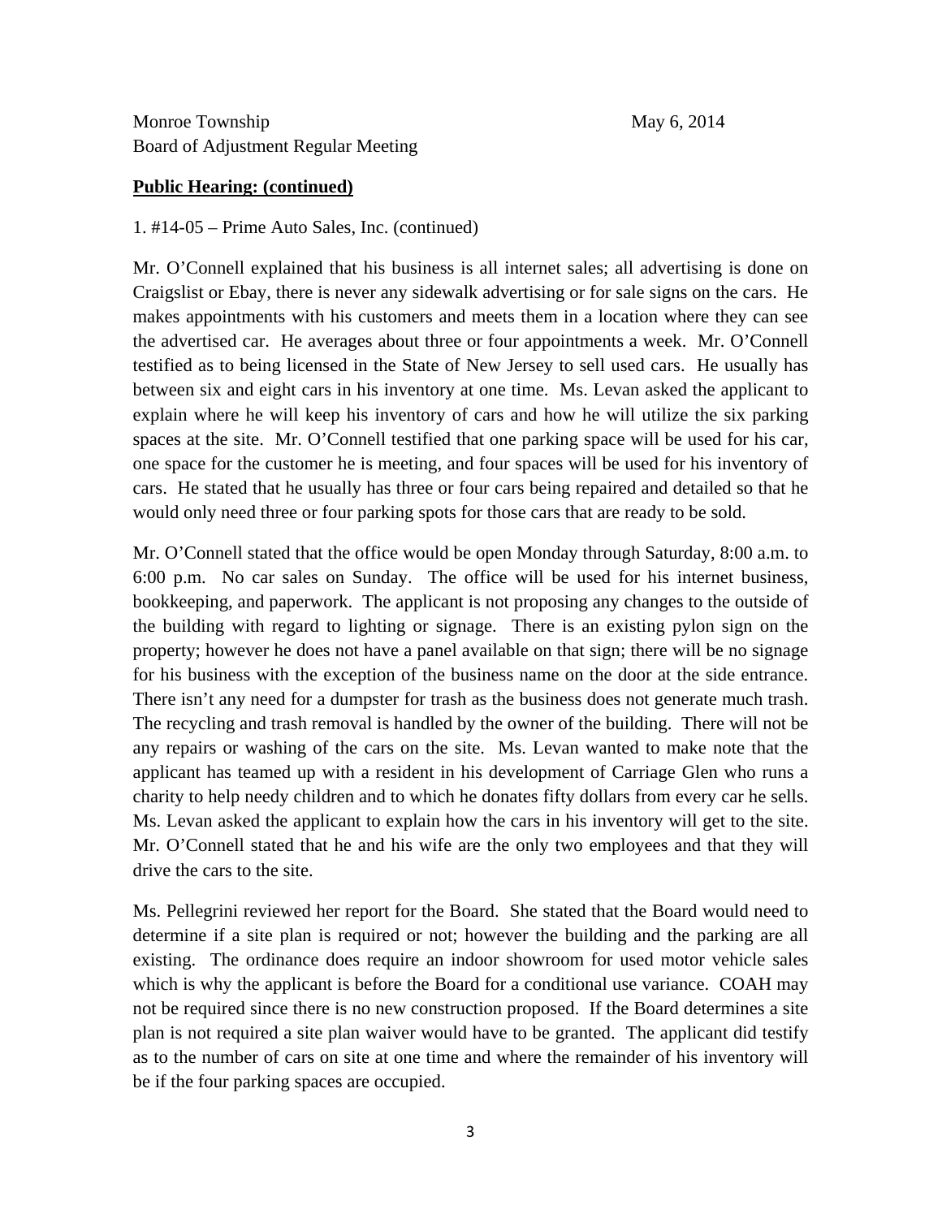Monroe Township May 6, 2014
Board of Adjustment Regular Meeting

**Public Hearing: (continued)**

1. #14-05 – Prime Auto Sales, Inc. (continued)

Mr. O'Connell explained that his business is all internet sales; all advertising is done on Craigslist or Ebay, there is never any sidewalk advertising or for sale signs on the cars. He makes appointments with his customers and meets them in a location where they can see the advertised car. He averages about three or four appointments a week. Mr. O'Connell testified as to being licensed in the State of New Jersey to sell used cars. He usually has between six and eight cars in his inventory at one time. Ms. Levan asked the applicant to explain where he will keep his inventory of cars and how he will utilize the six parking spaces at the site. Mr. O'Connell testified that one parking space will be used for his car, one space for the customer he is meeting, and four spaces will be used for his inventory of cars. He stated that he usually has three or four cars being repaired and detailed so that he would only need three or four parking spots for those cars that are ready to be sold.

Mr. O'Connell stated that the office would be open Monday through Saturday, 8:00 a.m. to 6:00 p.m. No car sales on Sunday. The office will be used for his internet business, bookkeeping, and paperwork. The applicant is not proposing any changes to the outside of the building with regard to lighting or signage. There is an existing pylon sign on the property; however he does not have a panel available on that sign; there will be no signage for his business with the exception of the business name on the door at the side entrance. There isn't any need for a dumpster for trash as the business does not generate much trash. The recycling and trash removal is handled by the owner of the building. There will not be any repairs or washing of the cars on the site. Ms. Levan wanted to make note that the applicant has teamed up with a resident in his development of Carriage Glen who runs a charity to help needy children and to which he donates fifty dollars from every car he sells. Ms. Levan asked the applicant to explain how the cars in his inventory will get to the site. Mr. O'Connell stated that he and his wife are the only two employees and that they will drive the cars to the site.

Ms. Pellegrini reviewed her report for the Board. She stated that the Board would need to determine if a site plan is required or not; however the building and the parking are all existing. The ordinance does require an indoor showroom for used motor vehicle sales which is why the applicant is before the Board for a conditional use variance. COAH may not be required since there is no new construction proposed. If the Board determines a site plan is not required a site plan waiver would have to be granted. The applicant did testify as to the number of cars on site at one time and where the remainder of his inventory will be if the four parking spaces are occupied.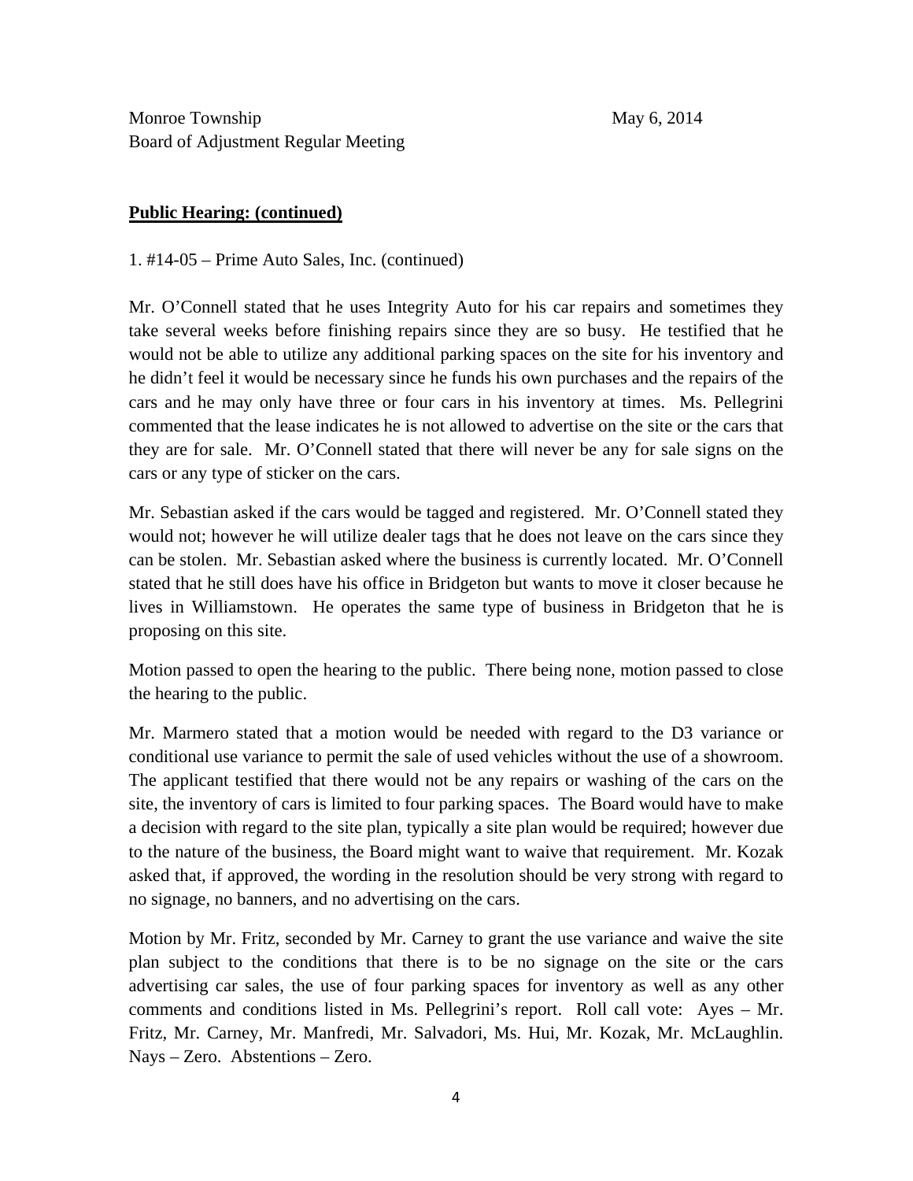Monroe Township May 6, 2014
Board of Adjustment Regular Meeting

**Public Hearing: (continued)**

1. #14-05 – Prime Auto Sales, Inc. (continued)

Mr. O'Connell stated that he uses Integrity Auto for his car repairs and sometimes they take several weeks before finishing repairs since they are so busy. He testified that he would not be able to utilize any additional parking spaces on the site for his inventory and he didn't feel it would be necessary since he funds his own purchases and the repairs of the cars and he may only have three or four cars in his inventory at times. Ms. Pellegrini commented that the lease indicates he is not allowed to advertise on the site or the cars that they are for sale. Mr. O'Connell stated that there will never be any for sale signs on the cars or any type of sticker on the cars.

Mr. Sebastian asked if the cars would be tagged and registered. Mr. O'Connell stated they would not; however he will utilize dealer tags that he does not leave on the cars since they can be stolen. Mr. Sebastian asked where the business is currently located. Mr. O'Connell stated that he still does have his office in Bridgeton but wants to move it closer because he lives in Williamstown. He operates the same type of business in Bridgeton that he is proposing on this site.

Motion passed to open the hearing to the public. There being none, motion passed to close the hearing to the public.

Mr. Marmero stated that a motion would be needed with regard to the D3 variance or conditional use variance to permit the sale of used vehicles without the use of a showroom. The applicant testified that there would not be any repairs or washing of the cars on the site, the inventory of cars is limited to four parking spaces. The Board would have to make a decision with regard to the site plan, typically a site plan would be required; however due to the nature of the business, the Board might want to waive that requirement. Mr. Kozak asked that, if approved, the wording in the resolution should be very strong with regard to no signage, no banners, and no advertising on the cars.

Motion by Mr. Fritz, seconded by Mr. Carney to grant the use variance and waive the site plan subject to the conditions that there is to be no signage on the site or the cars advertising car sales, the use of four parking spaces for inventory as well as any other comments and conditions listed in Ms. Pellegrini's report. Roll call vote: Ayes – Mr. Fritz, Mr. Carney, Mr. Manfredi, Mr. Salvadori, Ms. Hui, Mr. Kozak, Mr. McLaughlin. Nays – Zero. Abstentions – Zero.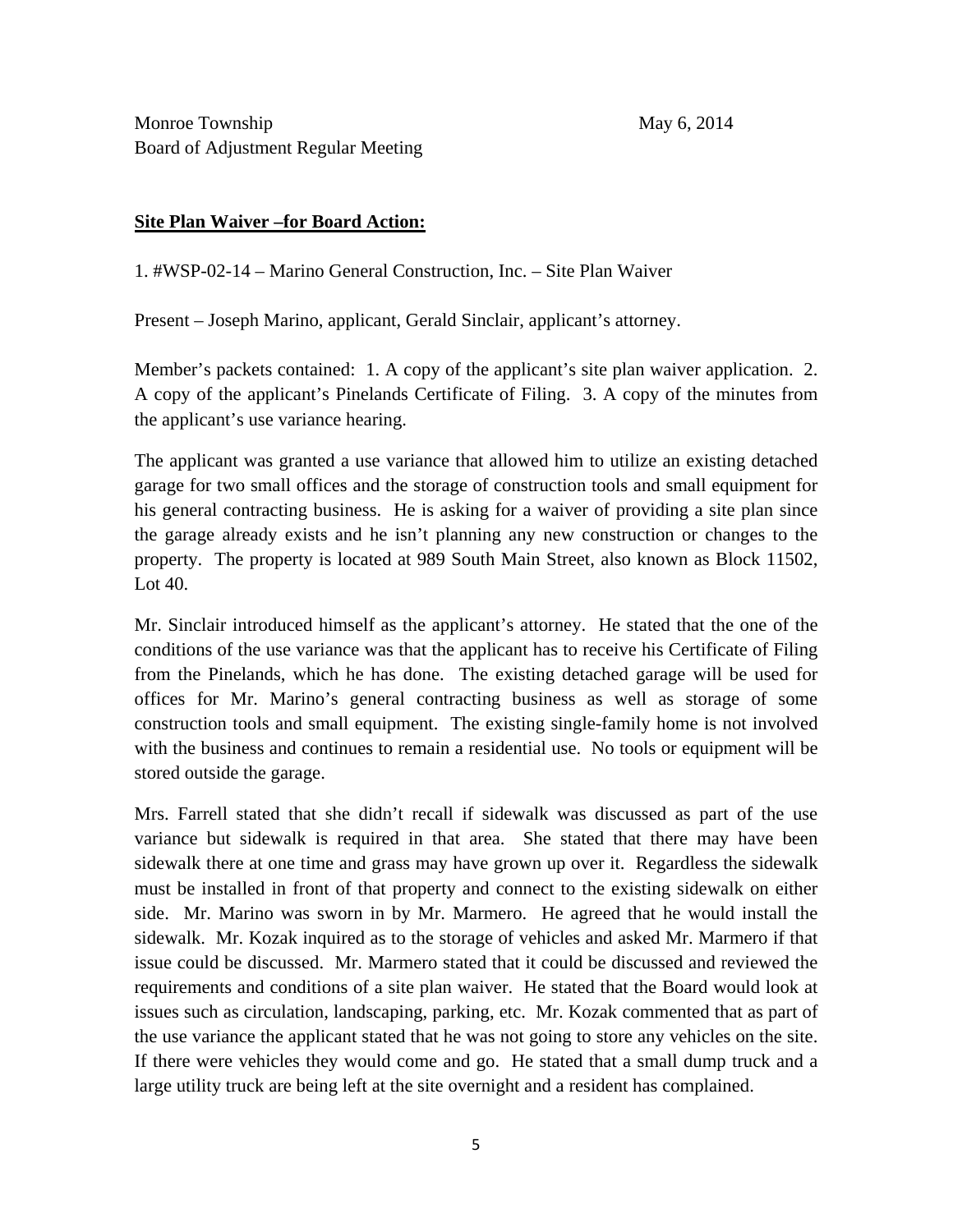Monroe Township  
Board of Adjustment Regular Meeting

May 6, 2014

**Site Plan Waiver –for Board Action:**

1. #WSP-02-14 – Marino General Construction, Inc. – Site Plan Waiver

Present – Joseph Marino, applicant, Gerald Sinclair, applicant's attorney.

Member's packets contained: 1. A copy of the applicant's site plan waiver application. 2. A copy of the applicant's Pinelands Certificate of Filing. 3. A copy of the minutes from the applicant's use variance hearing.

The applicant was granted a use variance that allowed him to utilize an existing detached garage for two small offices and the storage of construction tools and small equipment for his general contracting business. He is asking for a waiver of providing a site plan since the garage already exists and he isn't planning any new construction or changes to the property. The property is located at 989 South Main Street, also known as Block 11502, Lot 40.

Mr. Sinclair introduced himself as the applicant's attorney. He stated that the one of the conditions of the use variance was that the applicant has to receive his Certificate of Filing from the Pinelands, which he has done. The existing detached garage will be used for offices for Mr. Marino's general contracting business as well as storage of some construction tools and small equipment. The existing single-family home is not involved with the business and continues to remain a residential use. No tools or equipment will be stored outside the garage.

Mrs. Farrell stated that she didn't recall if sidewalk was discussed as part of the use variance but sidewalk is required in that area. She stated that there may have been sidewalk there at one time and grass may have grown up over it. Regardless the sidewalk must be installed in front of that property and connect to the existing sidewalk on either side. Mr. Marino was sworn in by Mr. Marmero. He agreed that he would install the sidewalk. Mr. Kozak inquired as to the storage of vehicles and asked Mr. Marmero if that issue could be discussed. Mr. Marmero stated that it could be discussed and reviewed the requirements and conditions of a site plan waiver. He stated that the Board would look at issues such as circulation, landscaping, parking, etc. Mr. Kozak commented that as part of the use variance the applicant stated that he was not going to store any vehicles on the site. If there were vehicles they would come and go. He stated that a small dump truck and a large utility truck are being left at the site overnight and a resident has complained.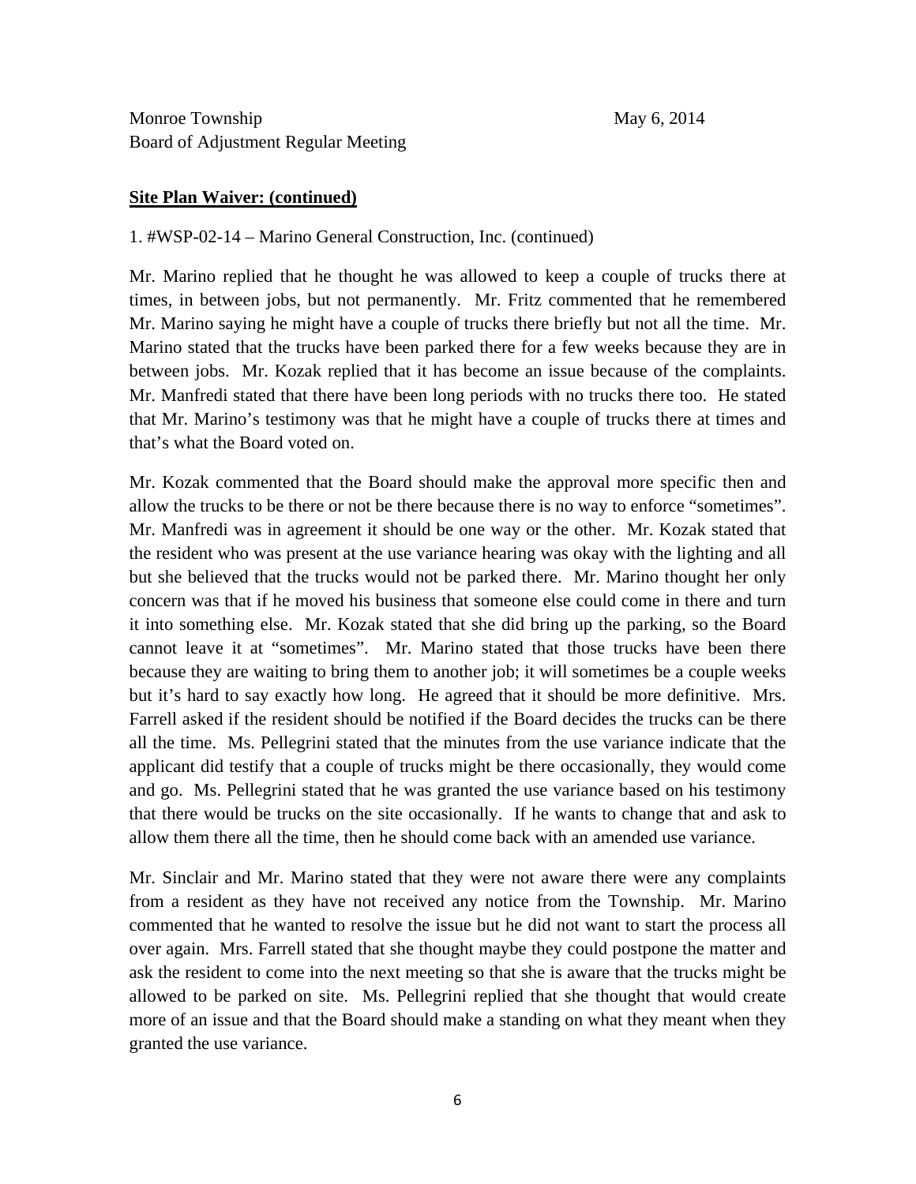**Site Plan Waiver: (continued)**

1. #WSP-02-14 – Marino General Construction, Inc. (continued)

Mr. Marino replied that he thought he was allowed to keep a couple of trucks there at times, in between jobs, but not permanently. Mr. Fritz commented that he remembered Mr. Marino saying he might have a couple of trucks there briefly but not all the time. Mr. Marino stated that the trucks have been parked there for a few weeks because they are in between jobs. Mr. Kozak replied that it has become an issue because of the complaints. Mr. Manfredi stated that there have been long periods with no trucks there too. He stated that Mr. Marino's testimony was that he might have a couple of trucks there at times and that's what the Board voted on.

Mr. Kozak commented that the Board should make the approval more specific then and allow the trucks to be there or not be there because there is no way to enforce "sometimes". Mr. Manfredi was in agreement it should be one way or the other. Mr. Kozak stated that the resident who was present at the use variance hearing was okay with the lighting and all but she believed that the trucks would not be parked there. Mr. Marino thought her only concern was that if he moved his business that someone else could come in there and turn it into something else. Mr. Kozak stated that she did bring up the parking, so the Board cannot leave it at "sometimes". Mr. Marino stated that those trucks have been there because they are waiting to bring them to another job; it will sometimes be a couple weeks but it's hard to say exactly how long. He agreed that it should be more definitive. Mrs. Farrell asked if the resident should be notified if the Board decides the trucks can be there all the time. Ms. Pellegrini stated that the minutes from the use variance indicate that the applicant did testify that a couple of trucks might be there occasionally, they would come and go. Ms. Pellegrini stated that he was granted the use variance based on his testimony that there would be trucks on the site occasionally. If he wants to change that and ask to allow them there all the time, then he should come back with an amended use variance.

Mr. Sinclair and Mr. Marino stated that they were not aware there were any complaints from a resident as they have not received any notice from the Township. Mr. Marino commented that he wanted to resolve the issue but he did not want to start the process all over again. Mrs. Farrell stated that she thought maybe they could postpone the matter and ask the resident to come into the next meeting so that she is aware that the trucks might be allowed to be parked on site. Ms. Pellegrini replied that she thought that would create more of an issue and that the Board should make a standing on what they meant when they granted the use variance.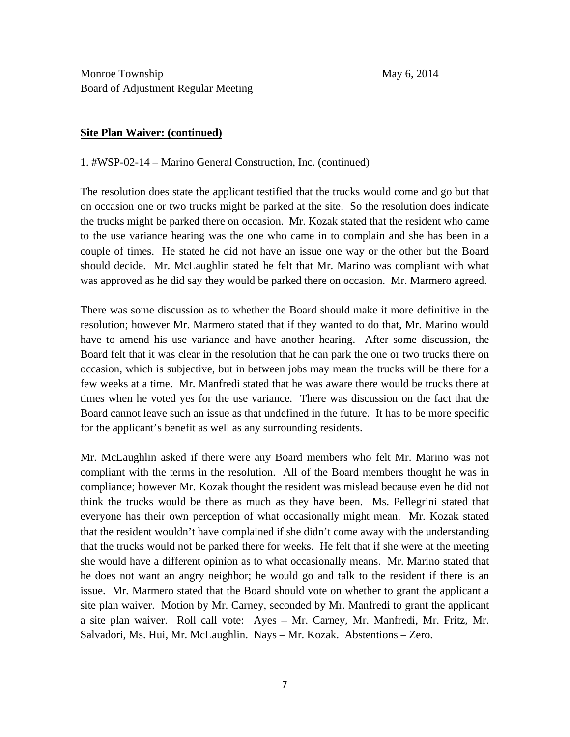Monroe Township May 6, 2014
Board of Adjustment Regular Meeting

**Site Plan Waiver: (continued)**

1. #WSP-02-14 – Marino General Construction, Inc. (continued)

The resolution does state the applicant testified that the trucks would come and go but that on occasion one or two trucks might be parked at the site. So the resolution does indicate the trucks might be parked there on occasion. Mr. Kozak stated that the resident who came to the use variance hearing was the one who came in to complain and she has been in a couple of times. He stated he did not have an issue one way or the other but the Board should decide. Mr. McLaughlin stated he felt that Mr. Marino was compliant with what was approved as he did say they would be parked there on occasion. Mr. Marmero agreed.

There was some discussion as to whether the Board should make it more definitive in the resolution; however Mr. Marmero stated that if they wanted to do that, Mr. Marino would have to amend his use variance and have another hearing. After some discussion, the Board felt that it was clear in the resolution that he can park the one or two trucks there on occasion, which is subjective, but in between jobs may mean the trucks will be there for a few weeks at a time. Mr. Manfredi stated that he was aware there would be trucks there at times when he voted yes for the use variance. There was discussion on the fact that the Board cannot leave such an issue as that undefined in the future. It has to be more specific for the applicant's benefit as well as any surrounding residents.

Mr. McLaughlin asked if there were any Board members who felt Mr. Marino was not compliant with the terms in the resolution. All of the Board members thought he was in compliance; however Mr. Kozak thought the resident was mislead because even he did not think the trucks would be there as much as they have been. Ms. Pellegrini stated that everyone has their own perception of what occasionally might mean. Mr. Kozak stated that the resident wouldn't have complained if she didn't come away with the understanding that the trucks would not be parked there for weeks. He felt that if she were at the meeting she would have a different opinion as to what occasionally means. Mr. Marino stated that he does not want an angry neighbor; he would go and talk to the resident if there is an issue. Mr. Marmero stated that the Board should vote on whether to grant the applicant a site plan waiver. Motion by Mr. Carney, seconded by Mr. Manfredi to grant the applicant a site plan waiver. Roll call vote: Ayes – Mr. Carney, Mr. Manfredi, Mr. Fritz, Mr. Salvadori, Ms. Hui, Mr. McLaughlin. Nays – Mr. Kozak. Abstentions – Zero.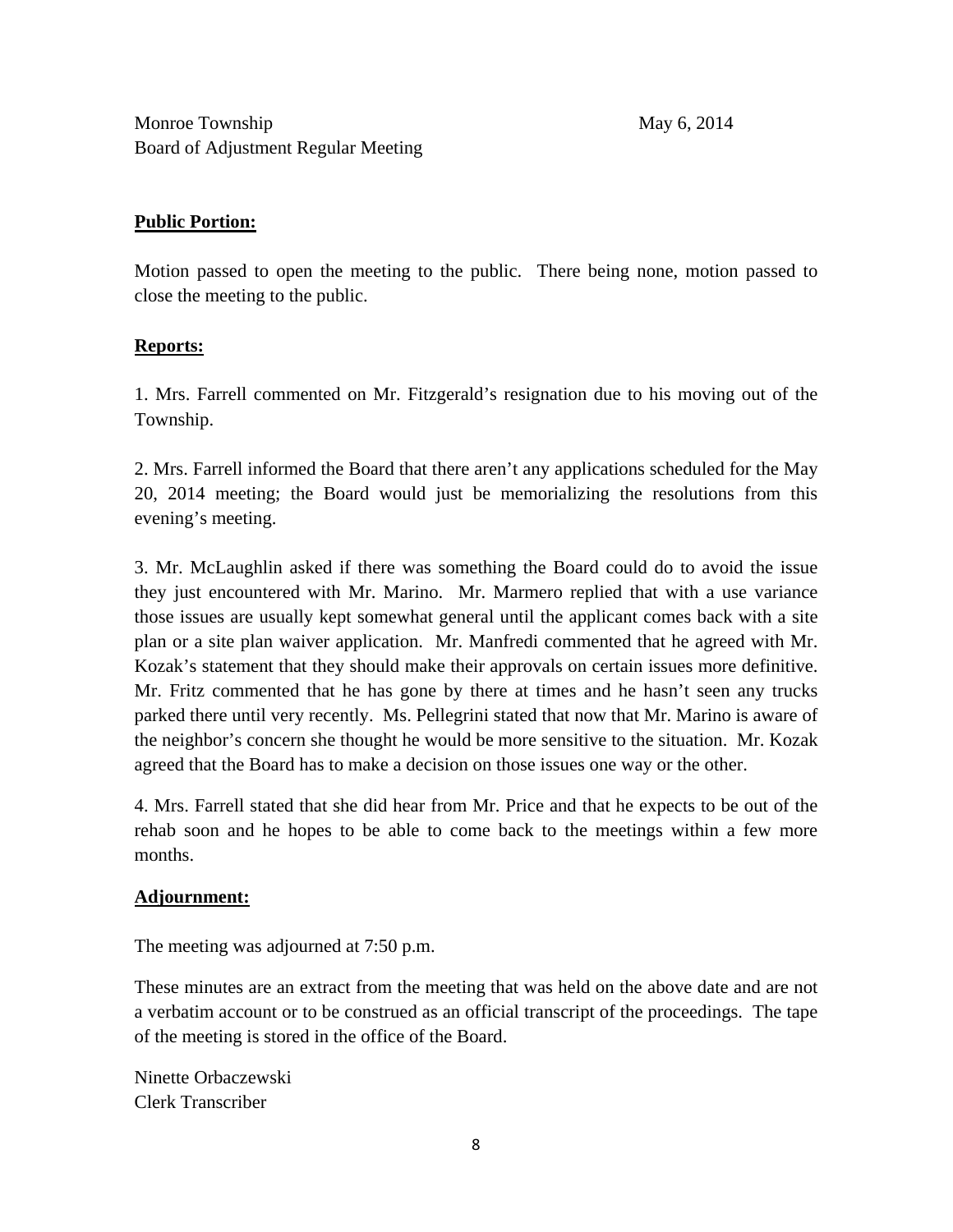Monroe Township May 6, 2014
Board of Adjustment Regular Meeting

**Public Portion:**

Motion passed to open the meeting to the public. There being none, motion passed to close the meeting to the public.

**Reports:**

1. Mrs. Farrell commented on Mr. Fitzgerald's resignation due to his moving out of the Township.

2. Mrs. Farrell informed the Board that there aren't any applications scheduled for the May 20, 2014 meeting; the Board would just be memorializing the resolutions from this evening's meeting.

3. Mr. McLaughlin asked if there was something the Board could do to avoid the issue they just encountered with Mr. Marino. Mr. Marmero replied that with a use variance those issues are usually kept somewhat general until the applicant comes back with a site plan or a site plan waiver application. Mr. Manfredi commented that he agreed with Mr. Kozak's statement that they should make their approvals on certain issues more definitive. Mr. Fritz commented that he has gone by there at times and he hasn't seen any trucks parked there until very recently. Ms. Pellegrini stated that now that Mr. Marino is aware of the neighbor's concern she thought he would be more sensitive to the situation. Mr. Kozak agreed that the Board has to make a decision on those issues one way or the other.

4. Mrs. Farrell stated that she did hear from Mr. Price and that he expects to be out of the rehab soon and he hopes to be able to come back to the meetings within a few more months.

**Adjournment:**

The meeting was adjourned at 7:50 p.m.

These minutes are an extract from the meeting that was held on the above date and are not a verbatim account or to be construed as an official transcript of the proceedings. The tape of the meeting is stored in the office of the Board.

Ninette Orbaczewski
Clerk Transcriber